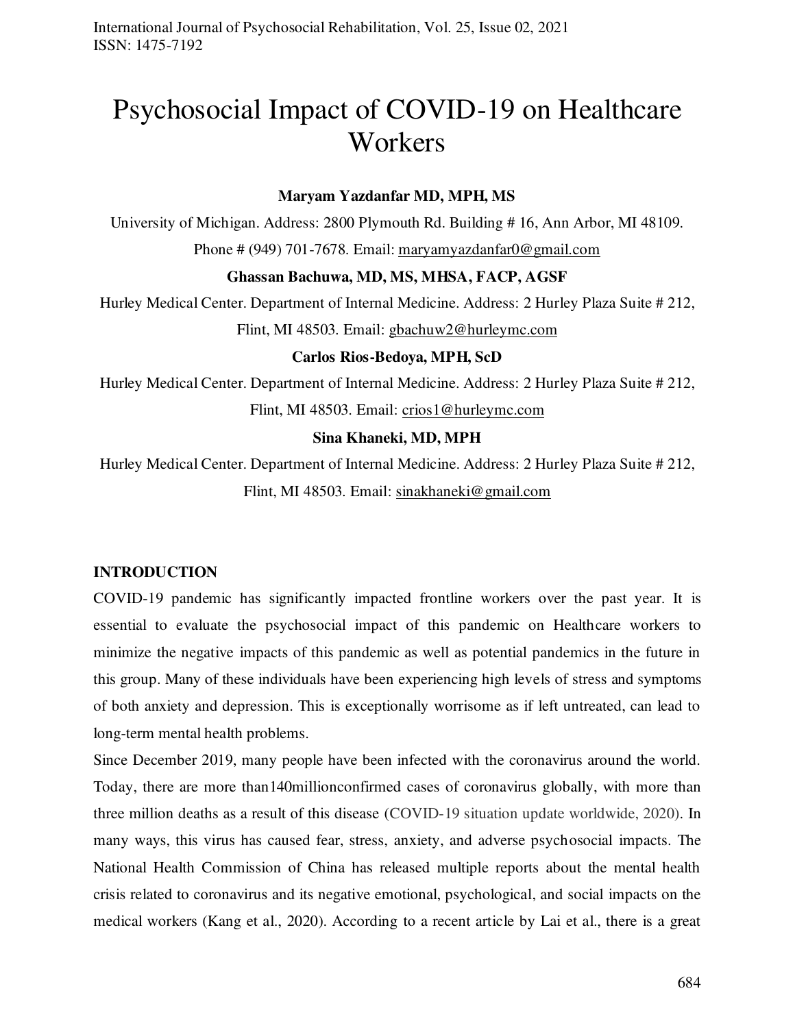# Psychosocial Impact of COVID-19 on Healthcare Workers

**Maryam Yazdanfar MD, MPH, MS**

University of Michigan. Address: 2800 Plymouth Rd. Building # 16, Ann Arbor, MI 48109. Phone # (949) 701-7678. Email: maryamyazdanfar0@gmail.com

**Ghassan Bachuwa, MD, MS, MHSA, FACP, AGSF**

Hurley Medical Center. Department of Internal Medicine. Address: 2 Hurley Plaza Suite # 212, Flint, MI 48503. Email: gbachuw2@hurleymc.com

**Carlos Rios-Bedoya, MPH, ScD**

Hurley Medical Center. Department of Internal Medicine. Address: 2 Hurley Plaza Suite # 212, Flint, MI 48503. Email: crios1@hurleymc.com

**Sina Khaneki, MD, MPH**

Hurley Medical Center. Department of Internal Medicine. Address: 2 Hurley Plaza Suite # 212, Flint, MI 48503. Email: sinakhaneki@gmail.com

## INTRODUCTION

COVID-19 pandemic has significantly impacted frontline workers over the past year. It is essential to evaluate the psychosocial impact of this pandemic on Healthcare workers to minimize the negative impacts of this pandemic as well as potential pandemics in the future in this group. Many of these individuals have been experiencing high levels of stress and symptoms of both anxiety and depression. This is exceptionally worrisome as if left untreated, can lead to long-term mental health problems.

Since December 2019, many people have been infected with the coronavirus around the world. Today, there are more than140millionconfirmed cases of coronavirus globally, with more than three million deaths as a result of this disease (COVID-19 situation update worldwide, 2020). In many ways, this virus has caused fear, stress, anxiety, and adverse psychosocial impacts. The National Health Commission of China has released multiple reports about the mental health crisis related to coronavirus and its negative emotional, psychological, and social impacts on the medical workers (Kang et al., 2020). According to a recent article by Lai et al., there is a great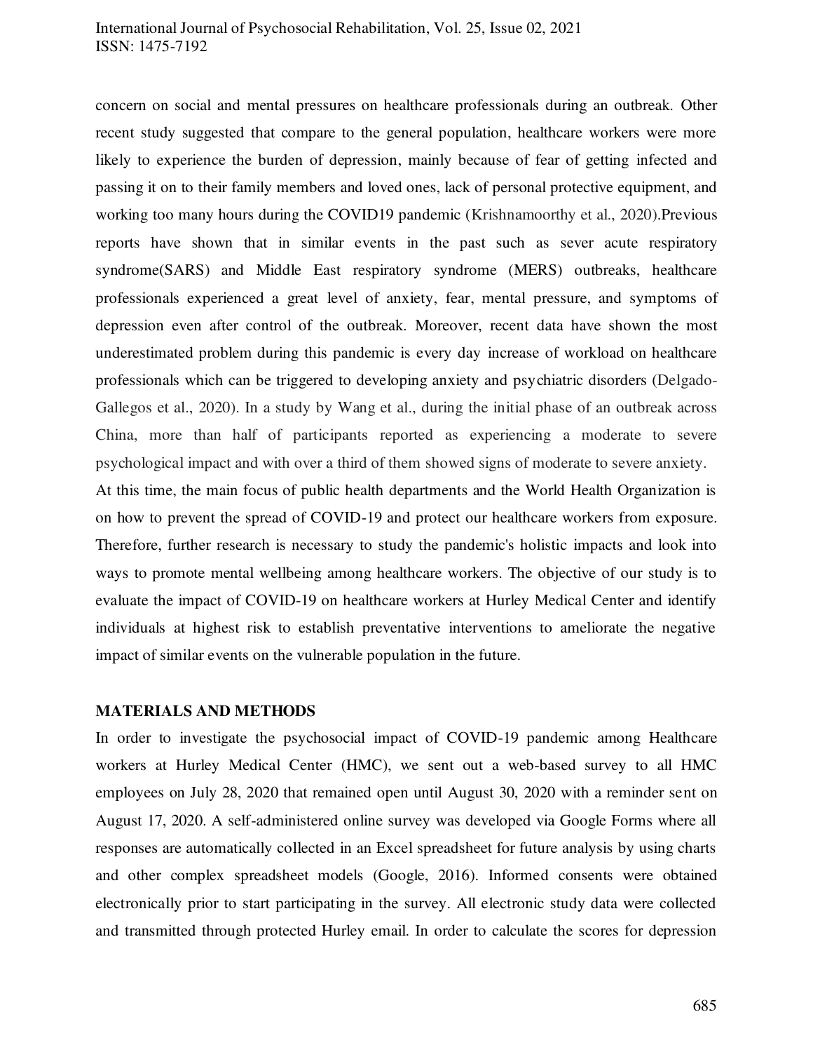concern on social and mental pressures on healthcare professionals during an outbreak. Other recent study suggested that compare to the general population, healthcare workers were more likely to experience the burden of depression, mainly because of fear of getting infected and passing it on to their family members and loved ones, lack of personal protective equipment, and working too many hours during the COVID19 pandemic (Krishnamoorthy et al., 2020).Previous reports have shown that in similar events in the past such as sever acute respiratory syndrome(SARS) and Middle East respiratory syndrome (MERS) outbreaks, healthcare professionals experienced a great level of anxiety, fear, mental pressure, and symptoms of depression even after control of the outbreak. Moreover, recent data have shown the most underestimated problem during this pandemic is every day increase of workload on healthcare professionals which can be triggered to developing anxiety and psychiatric disorders (Delgado-Gallegos et al., 2020). In a study by Wang et al., during the initial phase of an outbreak across China, more than half of participants reported as experiencing a moderate to severe psychological impact and with over a third of them showed signs of moderate to severe anxiety.

At this time, the main focus of public health departments and the World Health Organization is on how to prevent the spread of COVID-19 and protect our healthcare workers from exposure. Therefore, further research is necessary to study the pandemic's holistic impacts and look into ways to promote mental wellbeing among healthcare workers. The objective of our study is to evaluate the impact of COVID-19 on healthcare workers at Hurley Medical Center and identify individuals at highest risk to establish preventative interventions to ameliorate the negative impact of similar events on the vulnerable population in the future.

## MATERIALS AND METHODS

In order to investigate the psychosocial impact of COVID-19 pandemic among Healthcare workers at Hurley Medical Center (HMC), we sent out a web-based survey to all HMC employees on July 28, 2020 that remained open until August 30, 2020 with a reminder sent on August 17, 2020. A self-administered online survey was developed via Google Forms where all responses are automatically collected in an Excel spreadsheet for future analysis by using charts and other complex spreadsheet models (Google, 2016). Informed consents were obtained electronically prior to start participating in the survey. All electronic study data were collected and transmitted through protected Hurley email. In order to calculate the scores for depression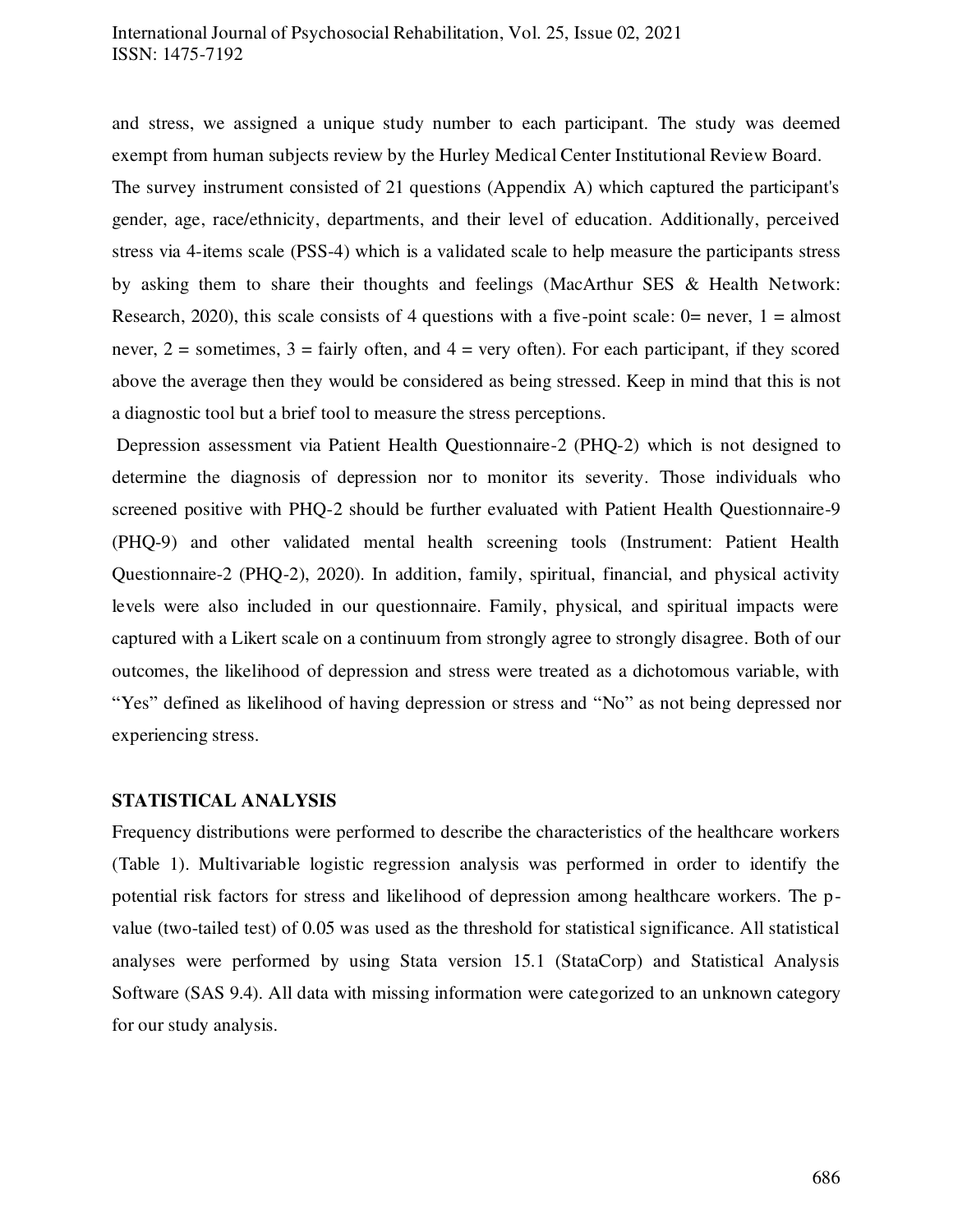and stress, we assigned a unique study number to each participant. The study was deemed exempt from human subjects review by the Hurley Medical Center Institutional Review Board.

The survey instrument consisted of 21 questions (Appendix A) which captured the participant's gender, age, race/ethnicity, departments, and their level of education. Additionally, perceived stress via 4-items scale (PSS-4) which is a validated scale to help measure the participants stress by asking them to share their thoughts and feelings (MacArthur SES & Health Network: Research, 2020), this scale consists of 4 questions with a five-point scale: 0= never, 1 = almost never, 2 = sometimes, 3 = fairly often, and 4 = very often). For each participant, if they scored above the average then they would be considered as being stressed. Keep in mind that this is not a diagnostic tool but a brief tool to measure the stress perceptions.

Depression assessment via Patient Health Questionnaire-2 (PHQ-2) which is not designed to determine the diagnosis of depression nor to monitor its severity. Those individuals who screened positive with PHQ-2 should be further evaluated with Patient Health Questionnaire-9 (PHQ-9) and other validated mental health screening tools (Instrument: Patient Health Questionnaire-2 (PHQ-2), 2020). In addition, family, spiritual, financial, and physical activity levels were also included in our questionnaire. Family, physical, and spiritual impacts were captured with a Likert scale on a continuum from strongly agree to strongly disagree. Both of our outcomes, the likelihood of depression and stress were treated as a dichotomous variable, with "Yes" defined as likelihood of having depression or stress and "No" as not being depressed nor experiencing stress.

## STATISTICAL ANALYSIS

Frequency distributions were performed to describe the characteristics of the healthcare workers (Table 1). Multivariable logistic regression analysis was performed in order to identify the potential risk factors for stress and likelihood of depression among healthcare workers. The p-value (two-tailed test) of 0.05 was used as the threshold for statistical significance. All statistical analyses were performed by using Stata version 15.1 (StataCorp) and Statistical Analysis Software (SAS 9.4). All data with missing information were categorized to an unknown category for our study analysis.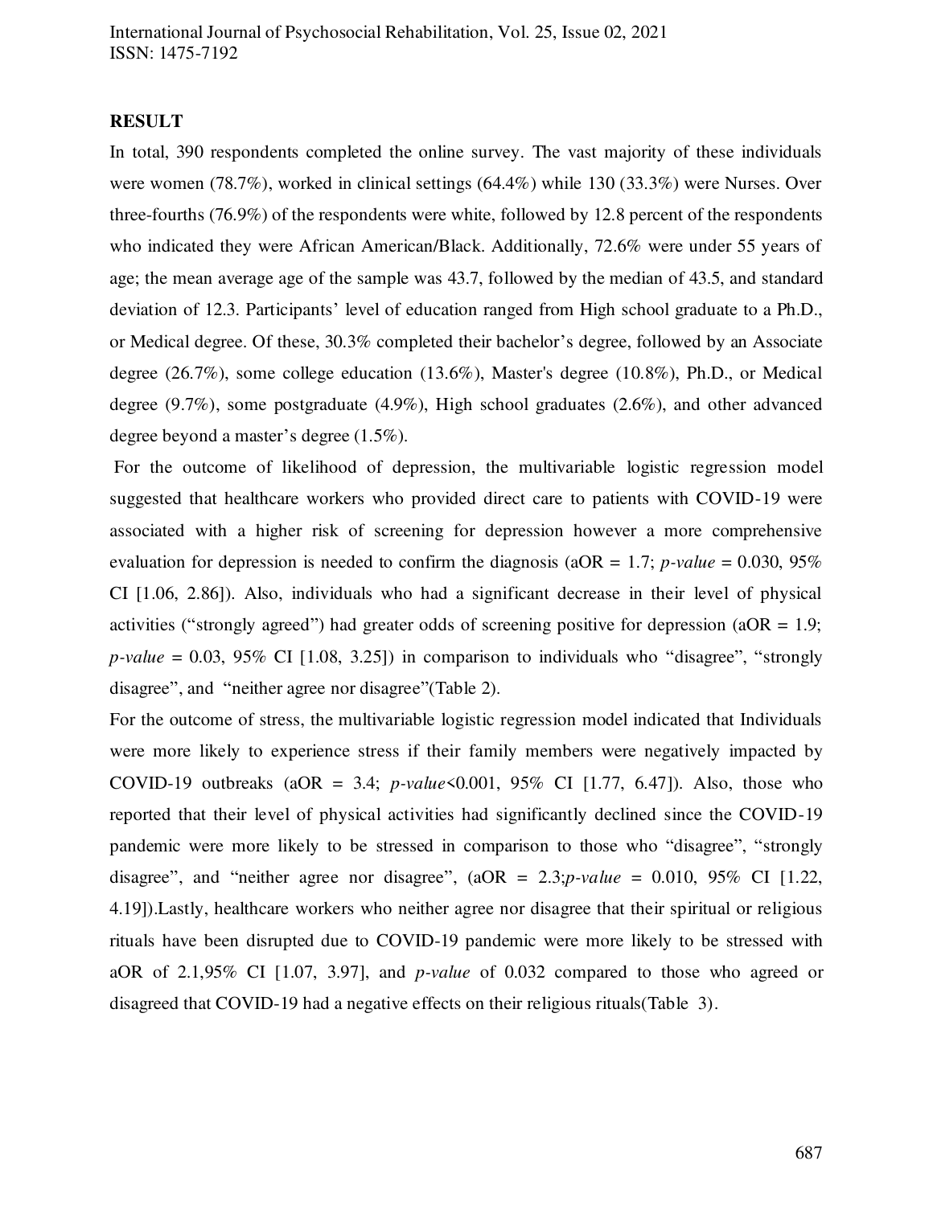## RESULT

In total, 390 respondents completed the online survey. The vast majority of these individuals were women (78.7%), worked in clinical settings (64.4%) while 130 (33.3%) were Nurses. Over three-fourths (76.9%) of the respondents were white, followed by 12.8 percent of the respondents who indicated they were African American/Black. Additionally, 72.6% were under 55 years of age; the mean average age of the sample was 43.7, followed by the median of 43.5, and standard deviation of 12.3. Participants' level of education ranged from High school graduate to a Ph.D., or Medical degree. Of these, 30.3% completed their bachelor's degree, followed by an Associate degree (26.7%), some college education (13.6%), Master's degree (10.8%), Ph.D., or Medical degree (9.7%), some postgraduate (4.9%), High school graduates (2.6%), and other advanced degree beyond a master's degree (1.5%).

For the outcome of likelihood of depression, the multivariable logistic regression model suggested that healthcare workers who provided direct care to patients with COVID-19 were associated with a higher risk of screening for depression however a more comprehensive evaluation for depression is needed to confirm the diagnosis (aOR = 1.7; *p-value* = 0.030, 95% CI [1.06, 2.86]). Also, individuals who had a significant decrease in their level of physical activities ("strongly agreed") had greater odds of screening positive for depression (aOR = 1.9; *p-value* = 0.03, 95% CI [1.08, 3.25]) in comparison to individuals who "disagree", "strongly disagree", and "neither agree nor disagree"(Table 2).

For the outcome of stress, the multivariable logistic regression model indicated that Individuals were more likely to experience stress if their family members were negatively impacted by COVID-19 outbreaks (aOR = 3.4; *p-value*<0.001, 95% CI [1.77, 6.47]). Also, those who reported that their level of physical activities had significantly declined since the COVID-19 pandemic were more likely to be stressed in comparison to those who "disagree", "strongly disagree", and "neither agree nor disagree", (aOR = 2.3;*p-value* = 0.010, 95% CI [1.22, 4.19]).Lastly, healthcare workers who neither agree nor disagree that their spiritual or religious rituals have been disrupted due to COVID-19 pandemic were more likely to be stressed with aOR of 2.1,95% CI [1.07, 3.97], and *p-value* of 0.032 compared to those who agreed or disagreed that COVID-19 had a negative effects on their religious rituals(Table 3).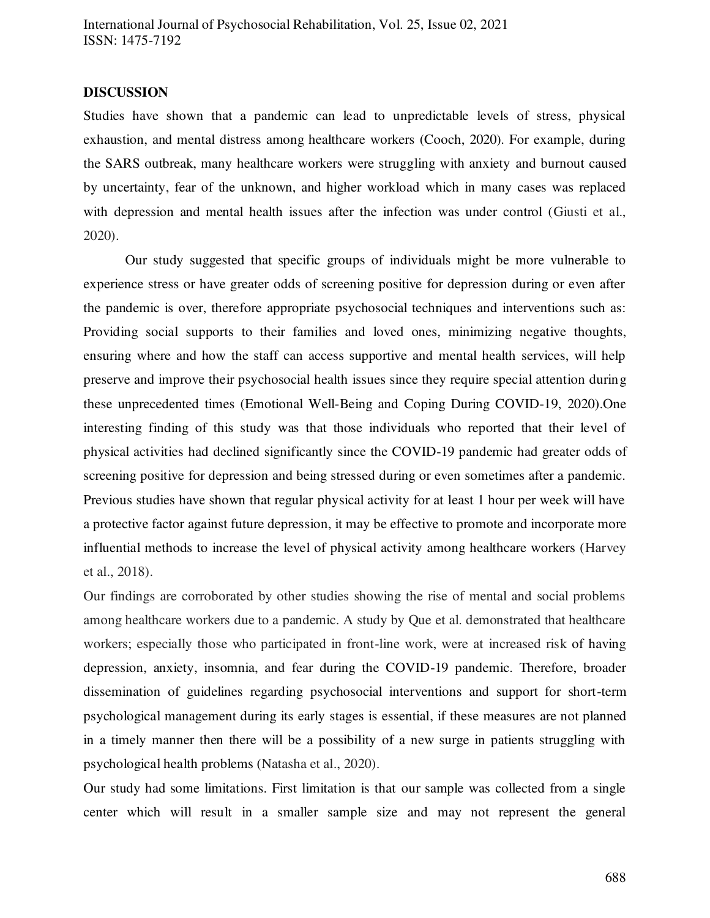## DISCUSSION

Studies have shown that a pandemic can lead to unpredictable levels of stress, physical exhaustion, and mental distress among healthcare workers (Cooch, 2020). For example, during the SARS outbreak, many healthcare workers were struggling with anxiety and burnout caused by uncertainty, fear of the unknown, and higher workload which in many cases was replaced with depression and mental health issues after the infection was under control (Giusti et al., 2020).

Our study suggested that specific groups of individuals might be more vulnerable to experience stress or have greater odds of screening positive for depression during or even after the pandemic is over, therefore appropriate psychosocial techniques and interventions such as: Providing social supports to their families and loved ones, minimizing negative thoughts, ensuring where and how the staff can access supportive and mental health services, will help preserve and improve their psychosocial health issues since they require special attention during these unprecedented times (Emotional Well-Being and Coping During COVID-19, 2020).One interesting finding of this study was that those individuals who reported that their level of physical activities had declined significantly since the COVID-19 pandemic had greater odds of screening positive for depression and being stressed during or even sometimes after a pandemic. Previous studies have shown that regular physical activity for at least 1 hour per week will have a protective factor against future depression, it may be effective to promote and incorporate more influential methods to increase the level of physical activity among healthcare workers (Harvey et al., 2018).

Our findings are corroborated by other studies showing the rise of mental and social problems among healthcare workers due to a pandemic. A study by Que et al. demonstrated that healthcare workers; especially those who participated in front-line work, were at increased risk of having depression, anxiety, insomnia, and fear during the COVID-19 pandemic. Therefore, broader dissemination of guidelines regarding psychosocial interventions and support for short-term psychological management during its early stages is essential, if these measures are not planned in a timely manner then there will be a possibility of a new surge in patients struggling with psychological health problems (Natasha et al., 2020).

Our study had some limitations. First limitation is that our sample was collected from a single center which will result in a smaller sample size and may not represent the general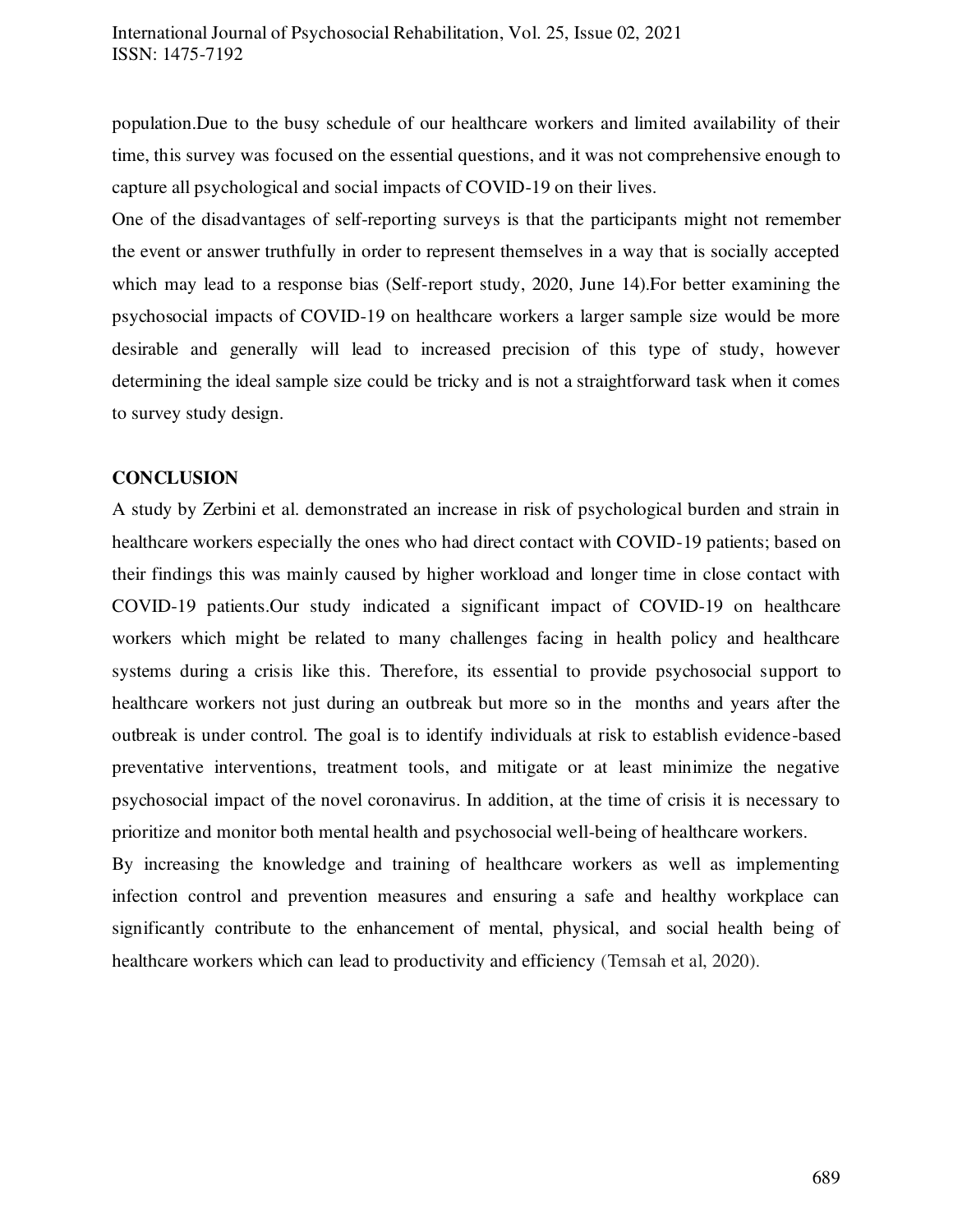population.Due to the busy schedule of our healthcare workers and limited availability of their time, this survey was focused on the essential questions, and it was not comprehensive enough to capture all psychological and social impacts of COVID-19 on their lives.

One of the disadvantages of self-reporting surveys is that the participants might not remember the event or answer truthfully in order to represent themselves in a way that is socially accepted which may lead to a response bias (Self-report study, 2020, June 14).For better examining the psychosocial impacts of COVID-19 on healthcare workers a larger sample size would be more desirable and generally will lead to increased precision of this type of study, however determining the ideal sample size could be tricky and is not a straightforward task when it comes to survey study design.

## CONCLUSION

A study by Zerbini et al. demonstrated an increase in risk of psychological burden and strain in healthcare workers especially the ones who had direct contact with COVID-19 patients; based on their findings this was mainly caused by higher workload and longer time in close contact with COVID-19 patients.Our study indicated a significant impact of COVID-19 on healthcare workers which might be related to many challenges facing in health policy and healthcare systems during a crisis like this. Therefore, its essential to provide psychosocial support to healthcare workers not just during an outbreak but more so in the months and years after the outbreak is under control. The goal is to identify individuals at risk to establish evidence-based preventative interventions, treatment tools, and mitigate or at least minimize the negative psychosocial impact of the novel coronavirus. In addition, at the time of crisis it is necessary to prioritize and monitor both mental health and psychosocial well-being of healthcare workers.

By increasing the knowledge and training of healthcare workers as well as implementing infection control and prevention measures and ensuring a safe and healthy workplace can significantly contribute to the enhancement of mental, physical, and social health being of healthcare workers which can lead to productivity and efficiency (Temsah et al, 2020).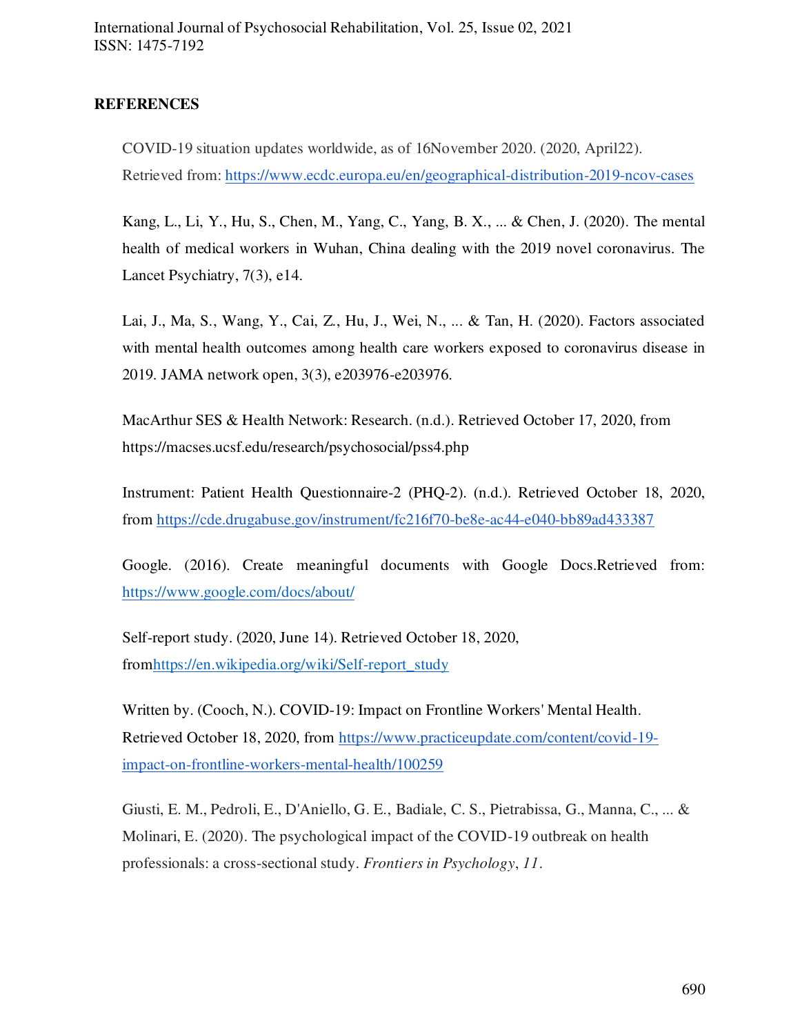## REFERENCES

COVID-19 situation updates worldwide, as of 16November 2020. (2020, April22). Retrieved from: https://www.ecdc.europa.eu/en/geographical-distribution-2019-ncov-cases

Kang, L., Li, Y., Hu, S., Chen, M., Yang, C., Yang, B. X., ... & Chen, J. (2020). The mental health of medical workers in Wuhan, China dealing with the 2019 novel coronavirus. The Lancet Psychiatry, 7(3), e14.

Lai, J., Ma, S., Wang, Y., Cai, Z., Hu, J., Wei, N., ... & Tan, H. (2020). Factors associated with mental health outcomes among health care workers exposed to coronavirus disease in 2019. JAMA network open, 3(3), e203976-e203976.

MacArthur SES & Health Network: Research. (n.d.). Retrieved October 17, 2020, from https://macses.ucsf.edu/research/psychosocial/pss4.php

Instrument: Patient Health Questionnaire-2 (PHQ-2). (n.d.). Retrieved October 18, 2020, from https://cde.drugabuse.gov/instrument/fc216f70-be8e-ac44-e040-bb89ad433387

Google. (2016). Create meaningful documents with Google Docs.Retrieved from: https://www.google.com/docs/about/

Self-report study. (2020, June 14). Retrieved October 18, 2020, fromhttps://en.wikipedia.org/wiki/Self-report_study

Written by. (Cooch, N.). COVID-19: Impact on Frontline Workers' Mental Health. Retrieved October 18, 2020, from https://www.practiceupdate.com/content/covid-19-impact-on-frontline-workers-mental-health/100259

Giusti, E. M., Pedroli, E., D'Aniello, G. E., Badiale, C. S., Pietrabissa, G., Manna, C., ... & Molinari, E. (2020). The psychological impact of the COVID-19 outbreak on health professionals: a cross-sectional study. *Frontiers in Psychology*, *11*.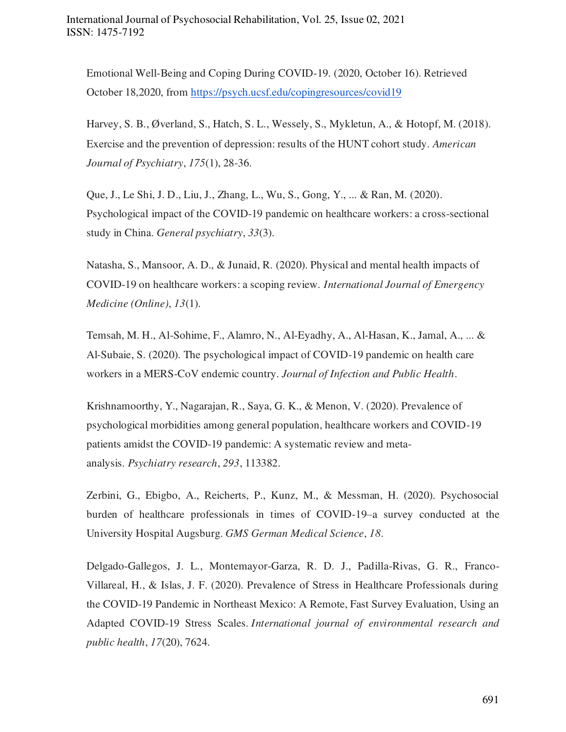Emotional Well-Being and Coping During COVID-19. (2020, October 16). Retrieved October 18,2020, from https://psych.ucsf.edu/copingresources/covid19

Harvey, S. B., Øverland, S., Hatch, S. L., Wessely, S., Mykletun, A., & Hotopf, M. (2018). Exercise and the prevention of depression: results of the HUNT cohort study. *American Journal of Psychiatry*, *175*(1), 28-36.

Que, J., Le Shi, J. D., Liu, J., Zhang, L., Wu, S., Gong, Y., ... & Ran, M. (2020). Psychological impact of the COVID-19 pandemic on healthcare workers: a cross-sectional study in China. *General psychiatry*, *33*(3).

Natasha, S., Mansoor, A. D., & Junaid, R. (2020). Physical and mental health impacts of COVID-19 on healthcare workers: a scoping review. *International Journal of Emergency Medicine (Online)*, *13*(1).

Temsah, M. H., Al-Sohime, F., Alamro, N., Al-Eyadhy, A., Al-Hasan, K., Jamal, A., ... & Al-Subaie, S. (2020). The psychological impact of COVID-19 pandemic on health care workers in a MERS-CoV endemic country. *Journal of Infection and Public Health*.

Krishnamoorthy, Y., Nagarajan, R., Saya, G. K., & Menon, V. (2020). Prevalence of psychological morbidities among general population, healthcare workers and COVID-19 patients amidst the COVID-19 pandemic: A systematic review and meta-analysis. *Psychiatry research*, *293*, 113382.

Zerbini, G., Ebigbo, A., Reicherts, P., Kunz, M., & Messman, H. (2020). Psychosocial burden of healthcare professionals in times of COVID-19–a survey conducted at the University Hospital Augsburg. *GMS German Medical Science*, *18*.

Delgado-Gallegos, J. L., Montemayor-Garza, R. D. J., Padilla-Rivas, G. R., Franco-Villareal, H., & Islas, J. F. (2020). Prevalence of Stress in Healthcare Professionals during the COVID-19 Pandemic in Northeast Mexico: A Remote, Fast Survey Evaluation, Using an Adapted COVID-19 Stress Scales. *International journal of environmental research and public health*, *17*(20), 7624.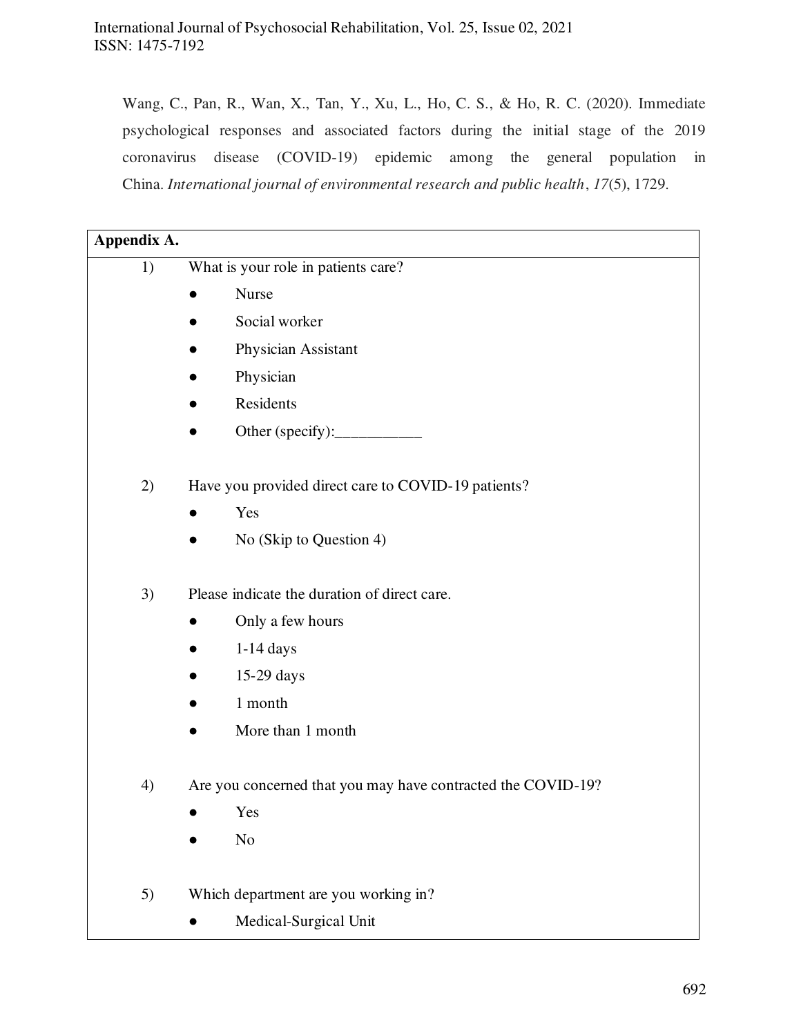Wang, C., Pan, R., Wan, X., Tan, Y., Xu, L., Ho, C. S., & Ho, R. C. (2020). Immediate psychological responses and associated factors during the initial stage of the 2019 coronavirus disease (COVID-19) epidemic among the general population in China. *International journal of environmental research and public health*, *17*(5), 1729.

**Appendix A.**

1) What is your role in patients care?
- Nurse
- Social worker
- Physician Assistant
- Physician
- Residents
- Other (specify):___________

2) Have you provided direct care to COVID-19 patients?
- Yes
- No (Skip to Question 4)

3) Please indicate the duration of direct care.
- Only a few hours
- 1-14 days
- 15-29 days
- 1 month
- More than 1 month

4) Are you concerned that you may have contracted the COVID-19?
- Yes
- No

5) Which department are you working in?
- Medical-Surgical Unit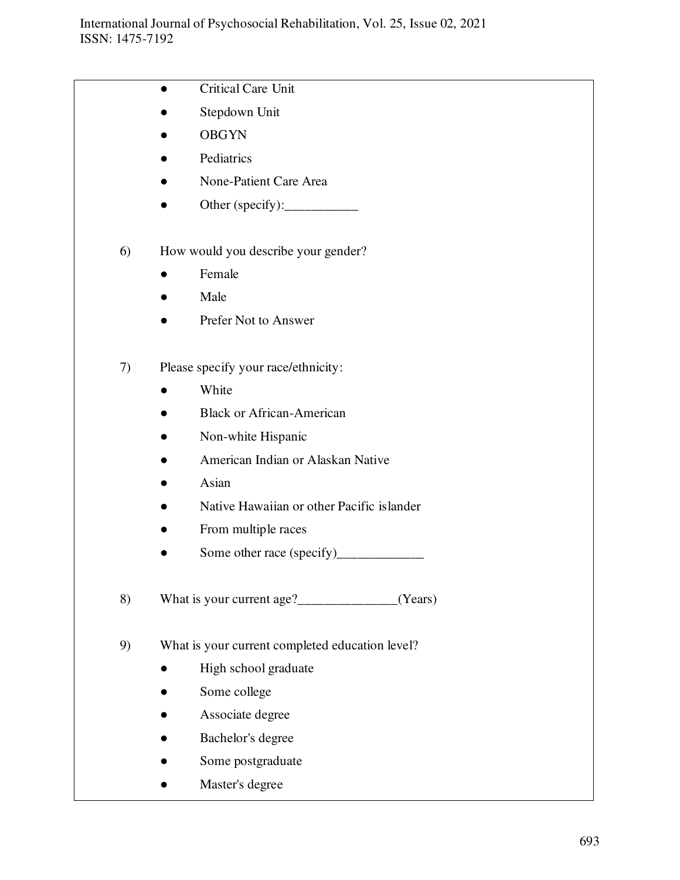- Critical Care Unit
- Stepdown Unit
- OBGYN
- Pediatrics
- None-Patient Care Area
- Other (specify):___________

6) How would you describe your gender?
   - Female
   - Male
   - Prefer Not to Answer

7) Please specify your race/ethnicity:
   - White
   - Black or African-American
   - Non-white Hispanic
   - American Indian or Alaskan Native
   - Asian
   - Native Hawaiian or other Pacific islander
   - From multiple races
   - Some other race (specify)_____________

8) What is your current age?_______________(Years)

9) What is your current completed education level?
   - High school graduate
   - Some college
   - Associate degree
   - Bachelor's degree
   - Some postgraduate
   - Master's degree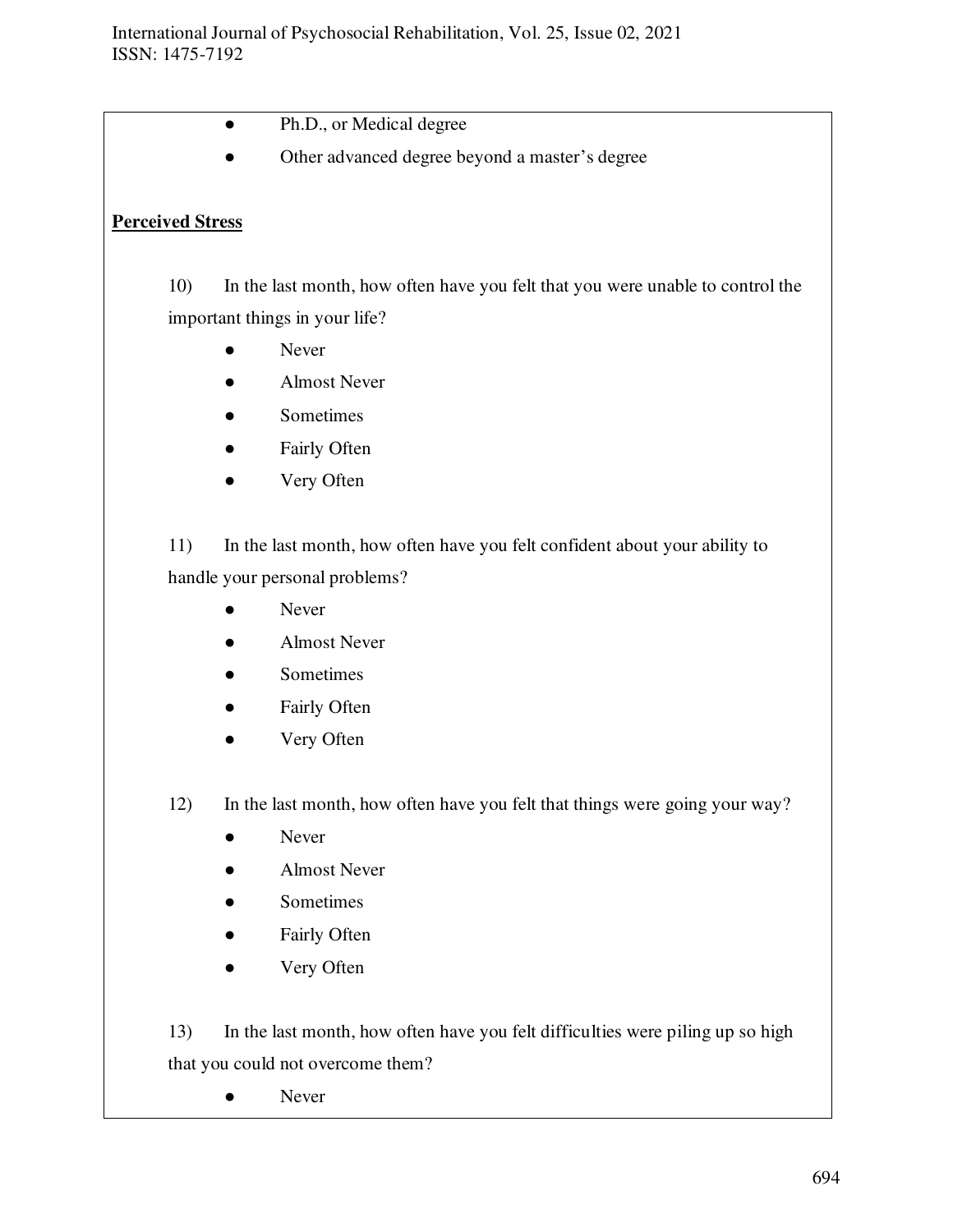- Ph.D., or Medical degree
- Other advanced degree beyond a master's degree

**Perceived Stress**

10) In the last month, how often have you felt that you were unable to control the important things in your life?

- Never
- Almost Never
- Sometimes
- Fairly Often
- Very Often

11) In the last month, how often have you felt confident about your ability to handle your personal problems?

- Never
- Almost Never
- Sometimes
- Fairly Often
- Very Often

12) In the last month, how often have you felt that things were going your way?

- Never
- Almost Never
- Sometimes
- Fairly Often
- Very Often

13) In the last month, how often have you felt difficulties were piling up so high that you could not overcome them?

- Never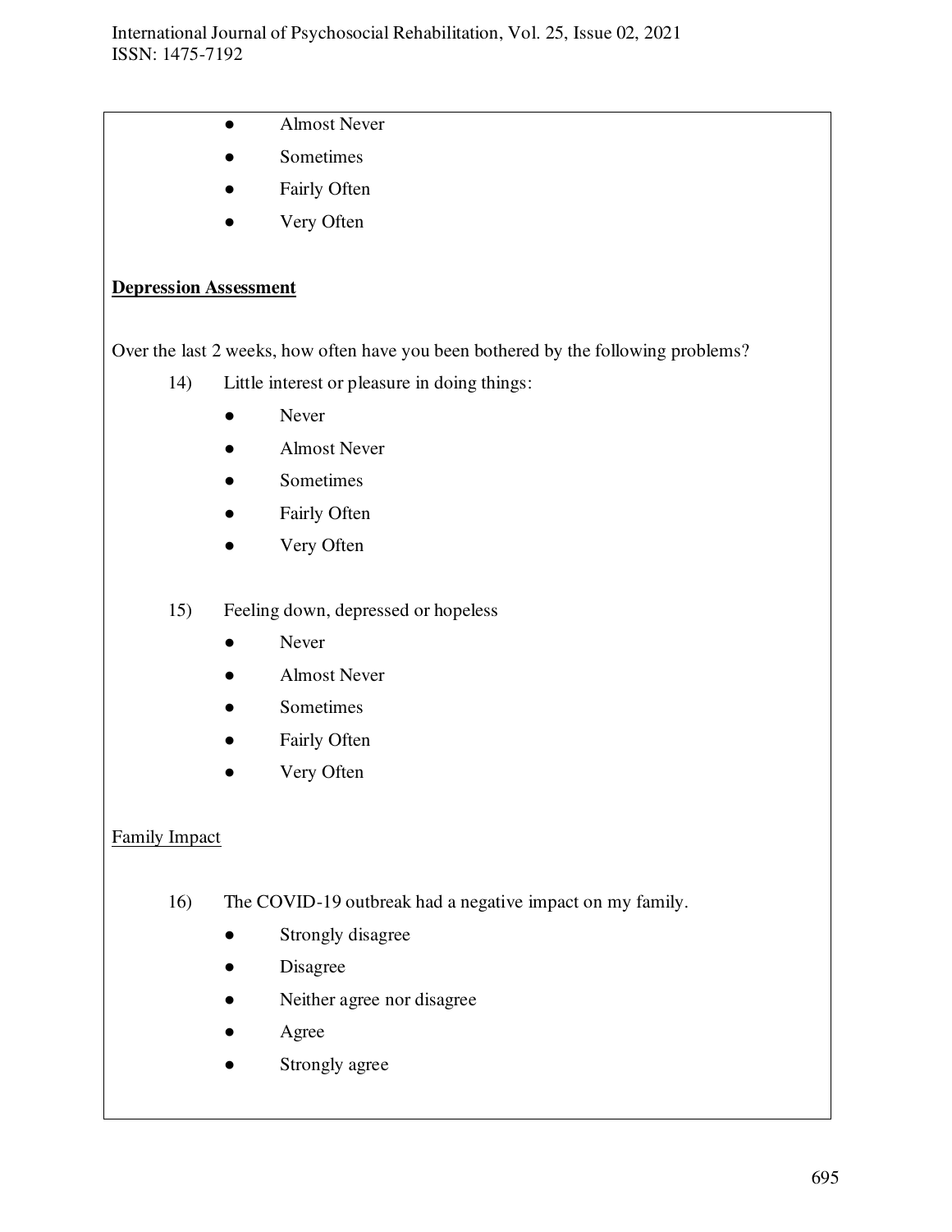- Almost Never
- Sometimes
- Fairly Often
- Very Often

**Depression Assessment**

Over the last 2 weeks, how often have you been bothered by the following problems?

14) Little interest or pleasure in doing things:
    - Never
    - Almost Never
    - Sometimes
    - Fairly Often
    - Very Often

15) Feeling down, depressed or hopeless
    - Never
    - Almost Never
    - Sometimes
    - Fairly Often
    - Very Often

Family Impact

16) The COVID-19 outbreak had a negative impact on my family.
    - Strongly disagree
    - Disagree
    - Neither agree nor disagree
    - Agree
    - Strongly agree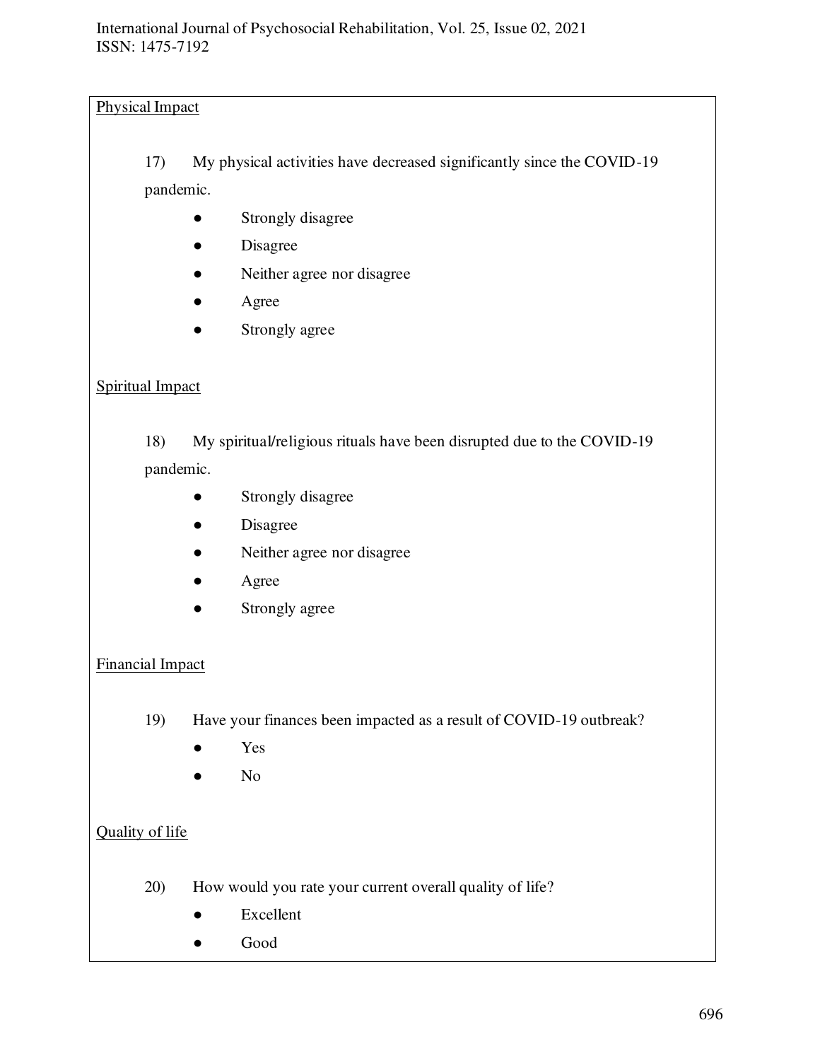Physical Impact

17) My physical activities have decreased significantly since the COVID-19 pandemic.

- Strongly disagree
- Disagree
- Neither agree nor disagree
- Agree
- Strongly agree

Spiritual Impact

18) My spiritual/religious rituals have been disrupted due to the COVID-19 pandemic.

- Strongly disagree
- Disagree
- Neither agree nor disagree
- Agree
- Strongly agree

Financial Impact

19) Have your finances been impacted as a result of COVID-19 outbreak?

- Yes
- No

Quality of life

20) How would you rate your current overall quality of life?

- Excellent
- Good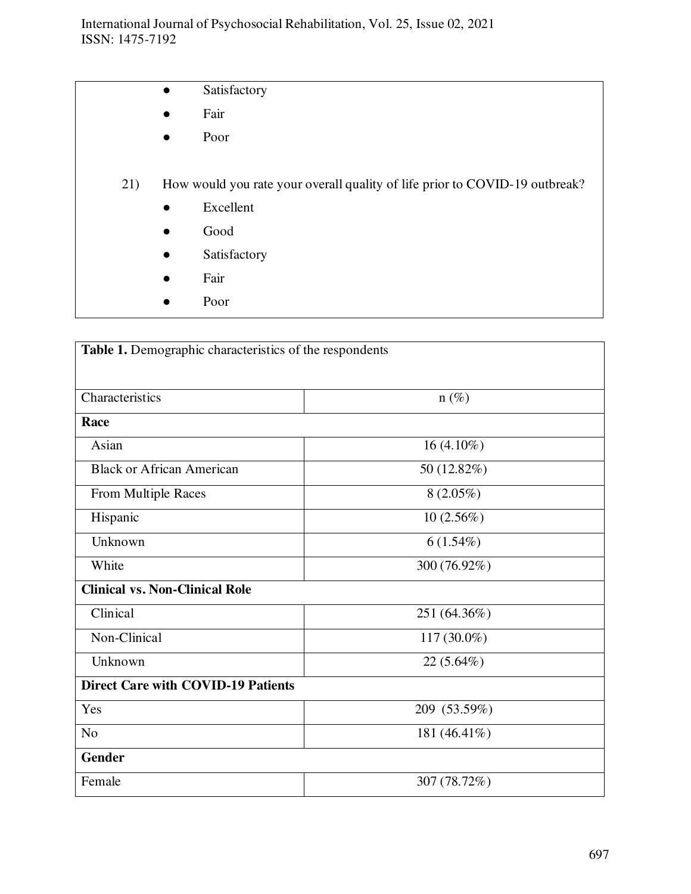- Satisfactory
- Fair
- Poor

21) How would you rate your overall quality of life prior to COVID-19 outbreak?

- Excellent
- Good
- Satisfactory
- Fair
- Poor

**Table 1.** Demographic characteristics of the respondents

| Characteristics | n (%) |
|---|---|
| **Race** | |
| Asian | 16 (4.10%) |
| Black or African American | 50 (12.82%) |
| From Multiple Races | 8 (2.05%) |
| Hispanic | 10 (2.56%) |
| Unknown | 6 (1.54%) |
| White | 300 (76.92%) |
| **Clinical vs. Non-Clinical Role** | |
| Clinical | 251 (64.36%) |
| Non-Clinical | 117 (30.0%) |
| Unknown | 22 (5.64%) |
| **Direct Care with COVID-19 Patients** | |
| Yes | 209 (53.59%) |
| No | 181 (46.41%) |
| **Gender** | |
| Female | 307 (78.72%) |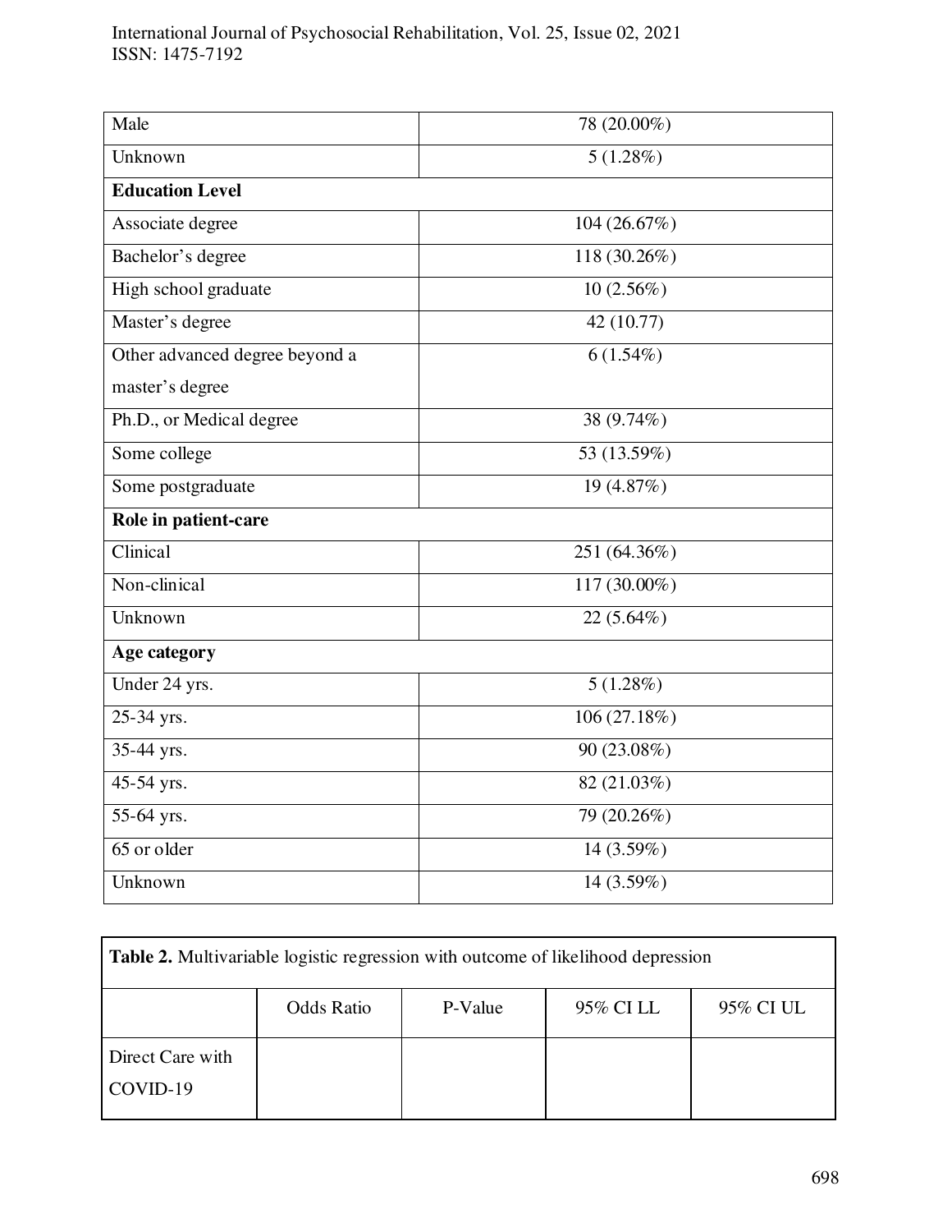| | |
|---|---|
| Male | 78 (20.00%) |
| Unknown | 5 (1.28%) |
| **Education Level** | |
| Associate degree | 104 (26.67%) |
| Bachelor's degree | 118 (30.26%) |
| High school graduate | 10 (2.56%) |
| Master's degree | 42 (10.77) |
| Other advanced degree beyond a master's degree | 6 (1.54%) |
| Ph.D., or Medical degree | 38 (9.74%) |
| Some college | 53 (13.59%) |
| Some postgraduate | 19 (4.87%) |
| **Role in patient-care** | |
| Clinical | 251 (64.36%) |
| Non-clinical | 117 (30.00%) |
| Unknown | 22 (5.64%) |
| **Age category** | |
| Under 24 yrs. | 5 (1.28%) |
| 25-34 yrs. | 106 (27.18%) |
| 35-44 yrs. | 90 (23.08%) |
| 45-54 yrs. | 82 (21.03%) |
| 55-64 yrs. | 79 (20.26%) |
| 65 or older | 14 (3.59%) |
| Unknown | 14 (3.59%) |

**Table 2.** Multivariable logistic regression with outcome of likelihood depression

| | Odds Ratio | P-Value | 95% CI LL | 95% CI UL |
|---|---|---|---|---|
| Direct Care with COVID-19 | | | | |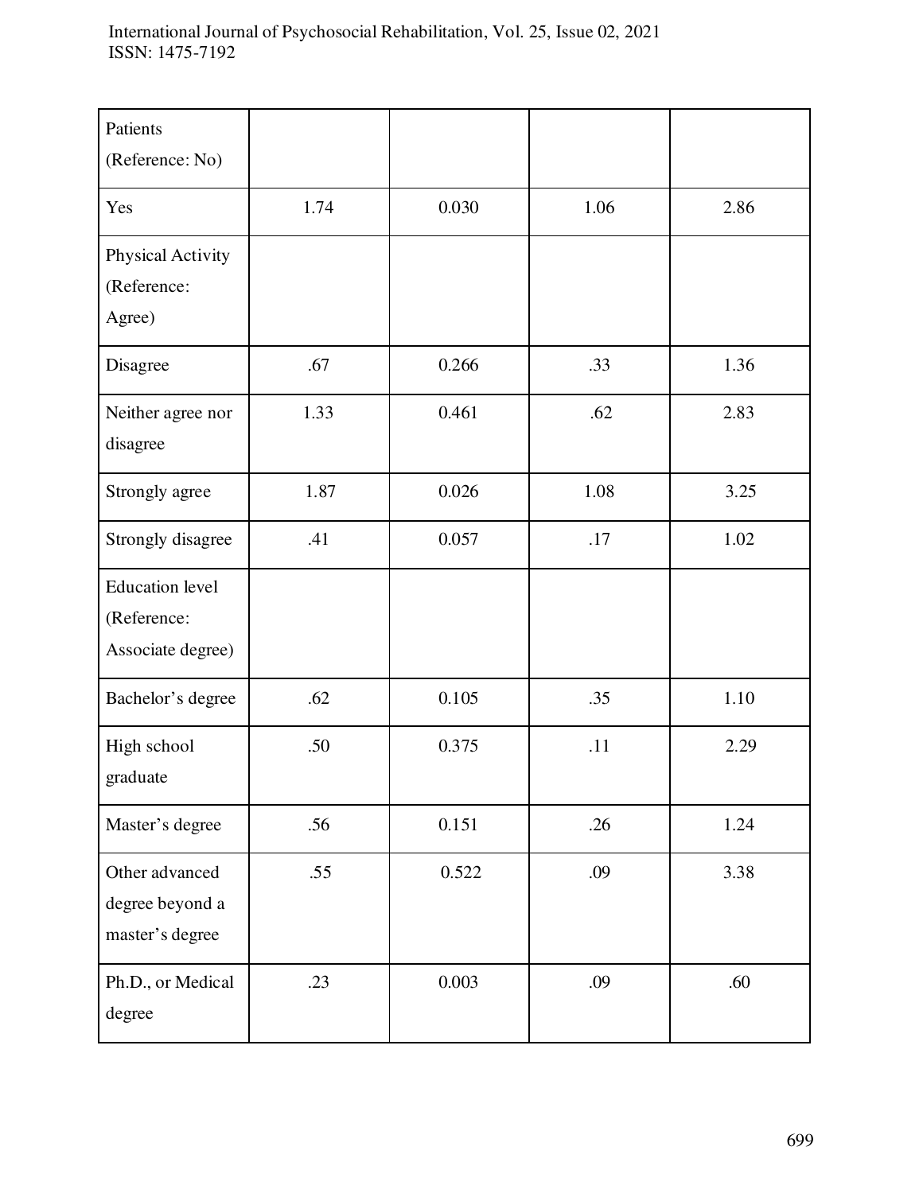| | | | | |
|---|---|---|---|---|
| Patients (Reference: No) | | | | |
| Yes | 1.74 | 0.030 | 1.06 | 2.86 |
| Physical Activity (Reference: Agree) | | | | |
| Disagree | .67 | 0.266 | .33 | 1.36 |
| Neither agree nor disagree | 1.33 | 0.461 | .62 | 2.83 |
| Strongly agree | 1.87 | 0.026 | 1.08 | 3.25 |
| Strongly disagree | .41 | 0.057 | .17 | 1.02 |
| Education level (Reference: Associate degree) | | | | |
| Bachelor's degree | .62 | 0.105 | .35 | 1.10 |
| High school graduate | .50 | 0.375 | .11 | 2.29 |
| Master's degree | .56 | 0.151 | .26 | 1.24 |
| Other advanced degree beyond a master's degree | .55 | 0.522 | .09 | 3.38 |
| Ph.D., or Medical degree | .23 | 0.003 | .09 | .60 |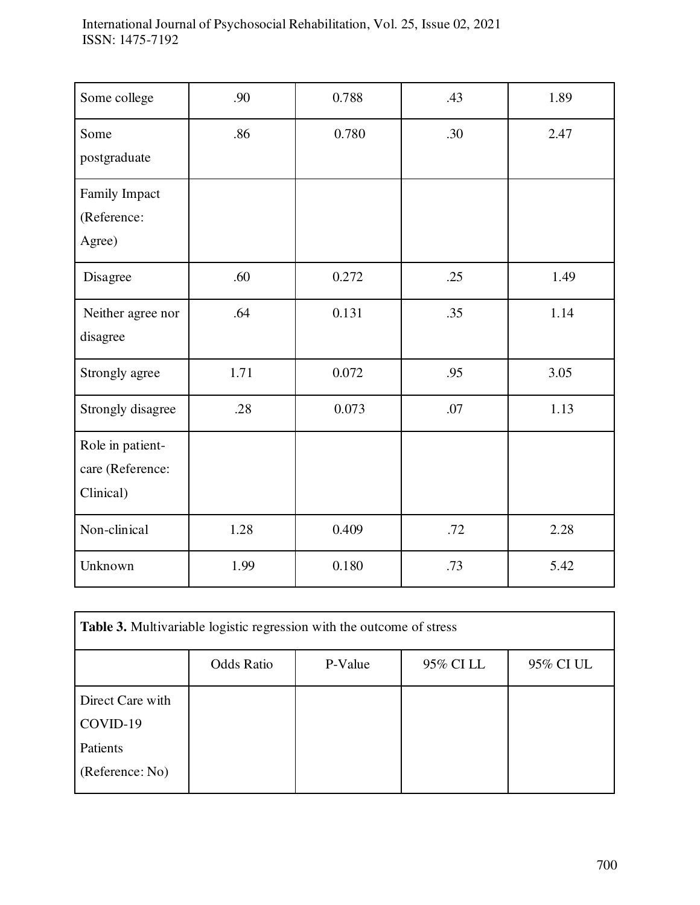| | | | | |
|---|---|---|---|---|
| Some college | .90 | 0.788 | .43 | 1.89 |
| Some postgraduate | .86 | 0.780 | .30 | 2.47 |
| Family Impact (Reference: Agree) | | | | |
| Disagree | .60 | 0.272 | .25 | 1.49 |
| Neither agree nor disagree | .64 | 0.131 | .35 | 1.14 |
| Strongly agree | 1.71 | 0.072 | .95 | 3.05 |
| Strongly disagree | .28 | 0.073 | .07 | 1.13 |
| Role in patient-care (Reference: Clinical) | | | | |
| Non-clinical | 1.28 | 0.409 | .72 | 2.28 |
| Unknown | 1.99 | 0.180 | .73 | 5.42 |

**Table 3.** Multivariable logistic regression with the outcome of stress

| | Odds Ratio | P-Value | 95% CI LL | 95% CI UL |
|---|---|---|---|---|
| Direct Care with COVID-19 Patients (Reference: No) | | | | |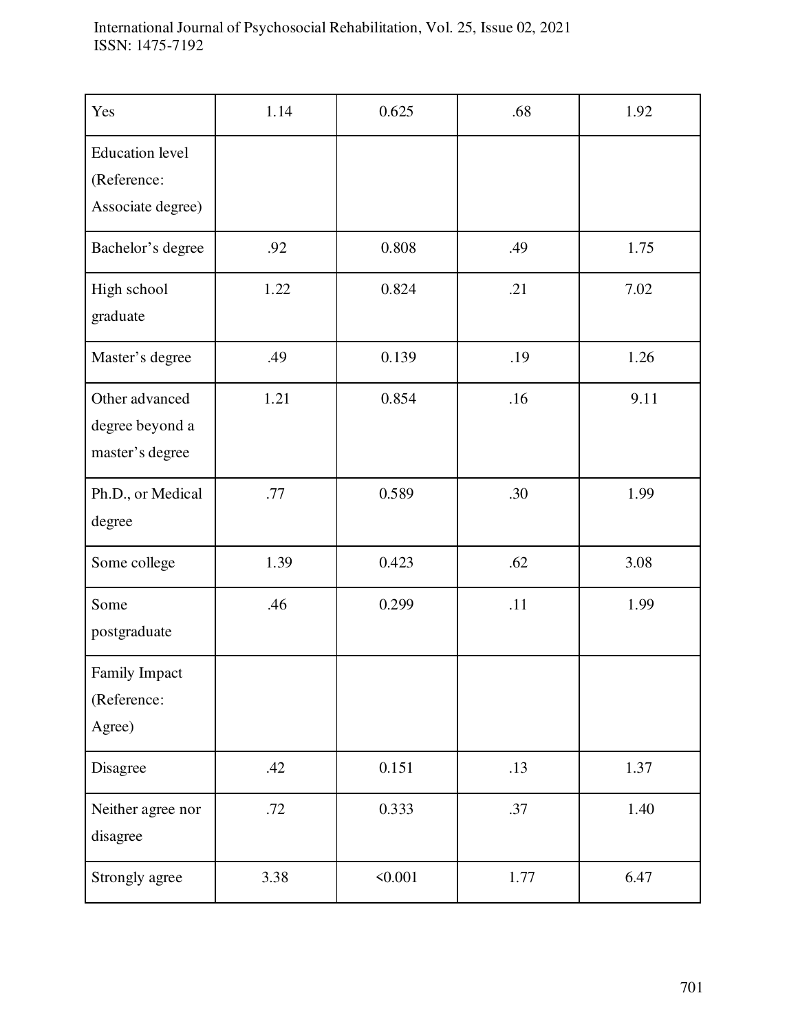| Yes | 1.14 | 0.625 | .68 | 1.92 |
|---|---|---|---|---|
| Education level (Reference: Associate degree) | | | | |
| Bachelor's degree | .92 | 0.808 | .49 | 1.75 |
| High school graduate | 1.22 | 0.824 | .21 | 7.02 |
| Master's degree | .49 | 0.139 | .19 | 1.26 |
| Other advanced degree beyond a master's degree | 1.21 | 0.854 | .16 | 9.11 |
| Ph.D., or Medical degree | .77 | 0.589 | .30 | 1.99 |
| Some college | 1.39 | 0.423 | .62 | 3.08 |
| Some postgraduate | .46 | 0.299 | .11 | 1.99 |
| Family Impact (Reference: Agree) | | | | |
| Disagree | .42 | 0.151 | .13 | 1.37 |
| Neither agree nor disagree | .72 | 0.333 | .37 | 1.40 |
| Strongly agree | 3.38 | <0.001 | 1.77 | 6.47 |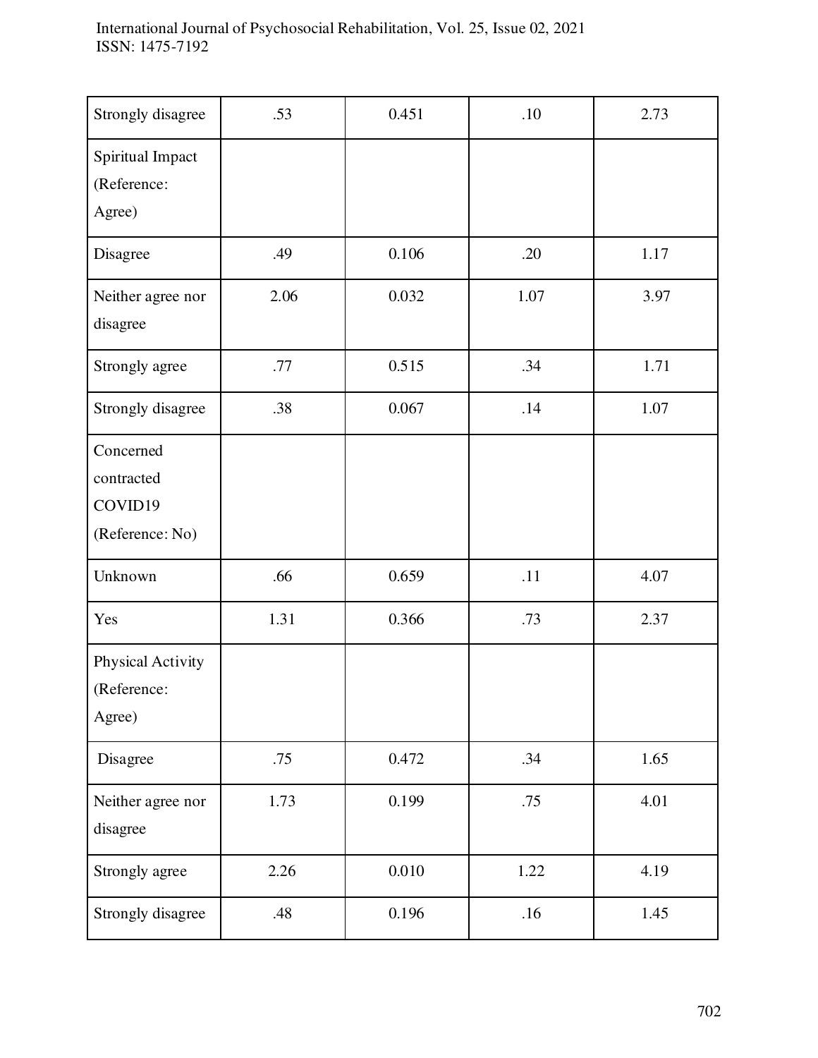| | | | | |
|---|---|---|---|---|
| Strongly disagree | .53 | 0.451 | .10 | 2.73 |
| Spiritual Impact (Reference: Agree) | | | | |
| Disagree | .49 | 0.106 | .20 | 1.17 |
| Neither agree nor disagree | 2.06 | 0.032 | 1.07 | 3.97 |
| Strongly agree | .77 | 0.515 | .34 | 1.71 |
| Strongly disagree | .38 | 0.067 | .14 | 1.07 |
| Concerned contracted COVID19 (Reference: No) | | | | |
| Unknown | .66 | 0.659 | .11 | 4.07 |
| Yes | 1.31 | 0.366 | .73 | 2.37 |
| Physical Activity (Reference: Agree) | | | | |
| Disagree | .75 | 0.472 | .34 | 1.65 |
| Neither agree nor disagree | 1.73 | 0.199 | .75 | 4.01 |
| Strongly agree | 2.26 | 0.010 | 1.22 | 4.19 |
| Strongly disagree | .48 | 0.196 | .16 | 1.45 |